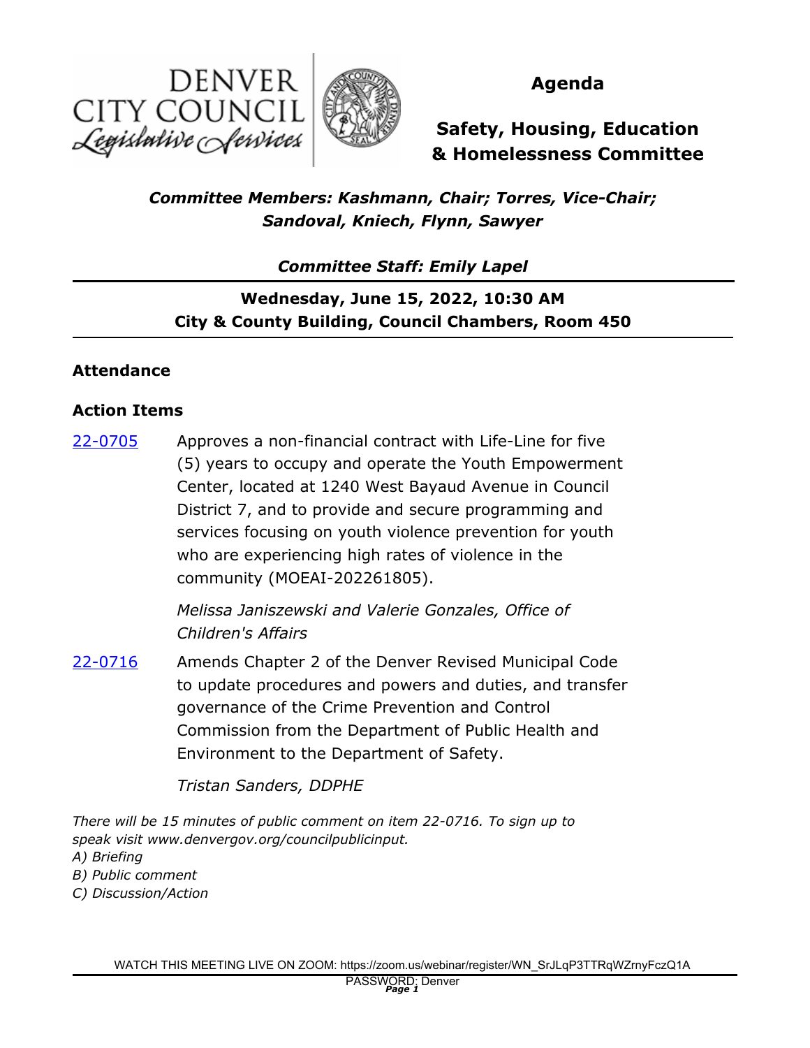DENVER CITY COUNCIL
*Legislative Services*

# Agenda

## Safety, Housing, Education & Homelessness Committee

***Committee Members: Kashmann, Chair; Torres, Vice-Chair; Sandoval, Kniech, Flynn, Sawyer***

***Committee Staff: Emily Lapel***

**Wednesday, June 15, 2022, 10:30 AM**
**City & County Building, Council Chambers, Room 450**

### Attendance

### Action Items

[22-0705] Approves a non-financial contract with Life-Line for five (5) years to occupy and operate the Youth Empowerment Center, located at 1240 West Bayaud Avenue in Council District 7, and to provide and secure programming and services focusing on youth violence prevention for youth who are experiencing high rates of violence in the community (MOEAI-202261805).

*Melissa Janiszewski and Valerie Gonzales, Office of Children's Affairs*

[22-0716] Amends Chapter 2 of the Denver Revised Municipal Code to update procedures and powers and duties, and transfer governance of the Crime Prevention and Control Commission from the Department of Public Health and Environment to the Department of Safety.

*Tristan Sanders, DDPHE*

*There will be 15 minutes of public comment on item 22-0716. To sign up to speak visit www.denvergov.org/councilpublicinput.*
*A) Briefing*
*B) Public comment*
*C) Discussion/Action*

WATCH THIS MEETING LIVE ON ZOOM: https://zoom.us/webinar/register/WN_SrJLqP3TTRqWZrnyFczQ1A
PASSWORD: Denver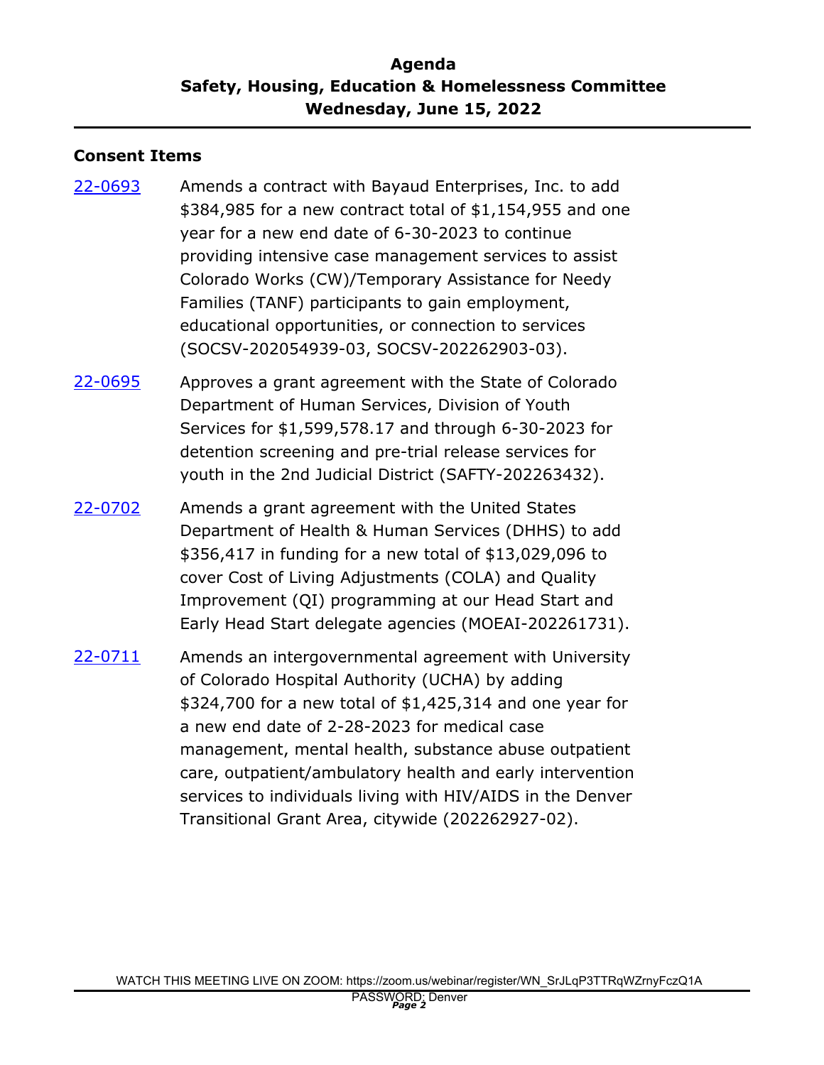# Agenda
## Safety, Housing, Education & Homelessness Committee
## Wednesday, June 15, 2022

### Consent Items

**22-0693** Amends a contract with Bayaud Enterprises, Inc. to add $384,985 for a new contract total of $1,154,955 and one year for a new end date of 6-30-2023 to continue providing intensive case management services to assist Colorado Works (CW)/Temporary Assistance for Needy Families (TANF) participants to gain employment, educational opportunities, or connection to services (SOCSV-202054939-03, SOCSV-202262903-03).

**22-0695** Approves a grant agreement with the State of Colorado Department of Human Services, Division of Youth Services for $1,599,578.17 and through 6-30-2023 for detention screening and pre-trial release services for youth in the 2nd Judicial District (SAFTY-202263432).

**22-0702** Amends a grant agreement with the United States Department of Health & Human Services (DHHS) to add $356,417 in funding for a new total of $13,029,096 to cover Cost of Living Adjustments (COLA) and Quality Improvement (QI) programming at our Head Start and Early Head Start delegate agencies (MOEAI-202261731).

**22-0711** Amends an intergovernmental agreement with University of Colorado Hospital Authority (UCHA) by adding $324,700 for a new total of $1,425,314 and one year for a new end date of 2-28-2023 for medical case management, mental health, substance abuse outpatient care, outpatient/ambulatory health and early intervention services to individuals living with HIV/AIDS in the Denver Transitional Grant Area, citywide (202262927-02).

WATCH THIS MEETING LIVE ON ZOOM: https://zoom.us/webinar/register/WN_SrJLqP3TTRqWZrnyFczQ1A
PASSWORD: Denver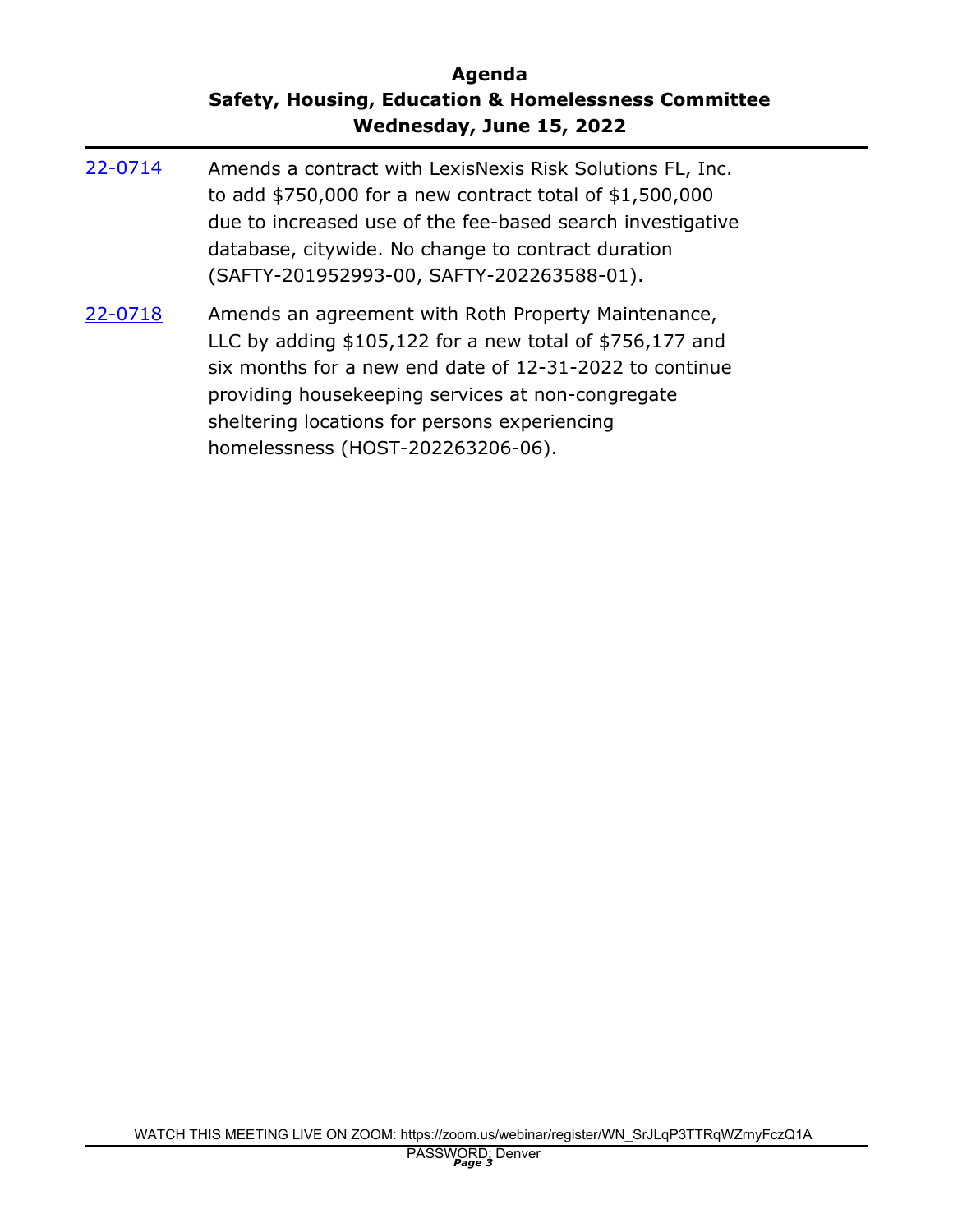[22-0714](22-0714) Amends a contract with LexisNexis Risk Solutions FL, Inc. to add $750,000 for a new contract total of $1,500,000 due to increased use of the fee-based search investigative database, citywide. No change to contract duration (SAFTY-201952993-00, SAFTY-202263588-01).

[22-0718](22-0718) Amends an agreement with Roth Property Maintenance, LLC by adding $105,122 for a new total of $756,177 and six months for a new end date of 12-31-2022 to continue providing housekeeping services at non-congregate sheltering locations for persons experiencing homelessness (HOST-202263206-06).